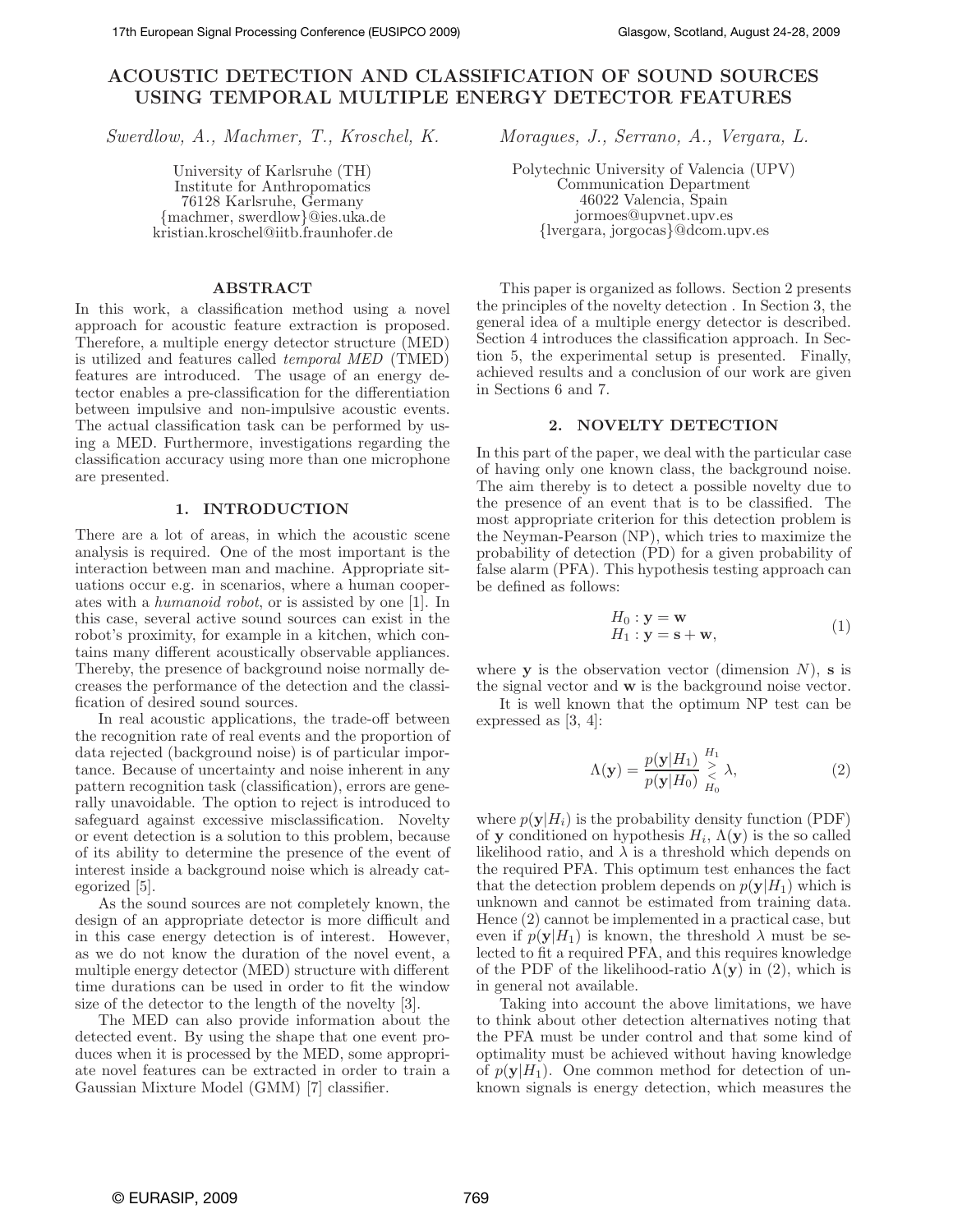# ACOUSTIC DETECTION AND CLASSIFICATION OF SOUND SOURCES USING TEMPORAL MULTIPLE ENERGY DETECTOR FEATURES

*Swerdlow, A., Machmer, T., Kroschel, K.*

University of Karlsruhe (TH)
Institute for Anthropomatics
76128 Karlsruhe, Germany
{machmer, swerdlow}@ies.uka.de
kristian.kroschel@iitb.fraunhofer.de

*Moragues, J., Serrano, A., Vergara, L.*

Polytechnic University of Valencia (UPV)
Communication Department
46022 Valencia, Spain
jormoes@upvnet.upv.es
{lvergara, jorgocas}@dcom.upv.es

## ABSTRACT

In this work, a classification method using a novel approach for acoustic feature extraction is proposed. Therefore, a multiple energy detector structure (MED) is utilized and features called *temporal MED* (TMED) features are introduced. The usage of an energy detector enables a pre-classification for the differentiation between impulsive and non-impulsive acoustic events. The actual classification task can be performed by using a MED. Furthermore, investigations regarding the classification accuracy using more than one microphone are presented.

## 1. INTRODUCTION

There are a lot of areas, in which the acoustic scene analysis is required. One of the most important is the interaction between man and machine. Appropriate situations occur e.g. in scenarios, where a human cooperates with a *humanoid robot*, or is assisted by one [1]. In this case, several active sound sources can exist in the robot's proximity, for example in a kitchen, which contains many different acoustically observable appliances. Thereby, the presence of background noise normally decreases the performance of the detection and the classification of desired sound sources.

In real acoustic applications, the trade-off between the recognition rate of real events and the proportion of data rejected (background noise) is of particular importance. Because of uncertainty and noise inherent in any pattern recognition task (classification), errors are generally unavoidable. The option to reject is introduced to safeguard against excessive misclassification. Novelty or event detection is a solution to this problem, because of its ability to determine the presence of the event of interest inside a background noise which is already categorized [5].

As the sound sources are not completely known, the design of an appropriate detector is more difficult and in this case energy detection is of interest. However, as we do not know the duration of the novel event, a multiple energy detector (MED) structure with different time durations can be used in order to fit the window size of the detector to the length of the novelty [3].

The MED can also provide information about the detected event. By using the shape that one event produces when it is processed by the MED, some appropriate novel features can be extracted in order to train a Gaussian Mixture Model (GMM) [7] classifier.

This paper is organized as follows. Section 2 presents the principles of the novelty detection . In Section 3, the general idea of a multiple energy detector is described. Section 4 introduces the classification approach. In Section 5, the experimental setup is presented. Finally, achieved results and a conclusion of our work are given in Sections 6 and 7.

## 2. NOVELTY DETECTION

In this part of the paper, we deal with the particular case of having only one known class, the background noise. The aim thereby is to detect a possible novelty due to the presence of an event that is to be classified. The most appropriate criterion for this detection problem is the Neyman-Pearson (NP), which tries to maximize the probability of detection (PD) for a given probability of false alarm (PFA). This hypothesis testing approach can be defined as follows:

$$\begin{aligned} H_0 &: \mathbf{y} = \mathbf{w} \\ H_1 &: \mathbf{y} = \mathbf{s} + \mathbf{w}, \end{aligned} \tag{1}$$

where $\mathbf{y}$ is the observation vector (dimension $N$), $\mathbf{s}$ is the signal vector and $\mathbf{w}$ is the background noise vector.

It is well known that the optimum NP test can be expressed as [3, 4]:

$$\Lambda(\mathbf{y}) = \frac{p(\mathbf{y}|H_1)}{p(\mathbf{y}|H_0)} \underset{H_0}{\overset{H_1}{\gtrless}} \lambda, \tag{2}$$

where $p(\mathbf{y}|H_i)$ is the probability density function (PDF) of $\mathbf{y}$ conditioned on hypothesis $H_i$, $\Lambda(\mathbf{y})$ is the so called likelihood ratio, and $\lambda$ is a threshold which depends on the required PFA. This optimum test enhances the fact that the detection problem depends on $p(\mathbf{y}|H_1)$ which is unknown and cannot be estimated from training data. Hence (2) cannot be implemented in a practical case, but even if $p(\mathbf{y}|H_1)$ is known, the threshold $\lambda$ must be selected to fit a required PFA, and this requires knowledge of the PDF of the likelihood-ratio $\Lambda(\mathbf{y})$ in (2), which is in general not available.

Taking into account the above limitations, we have to think about other detection alternatives noting that the PFA must be under control and that some kind of optimality must be achieved without having knowledge of $p(\mathbf{y}|H_1)$. One common method for detection of unknown signals is energy detection, which measures the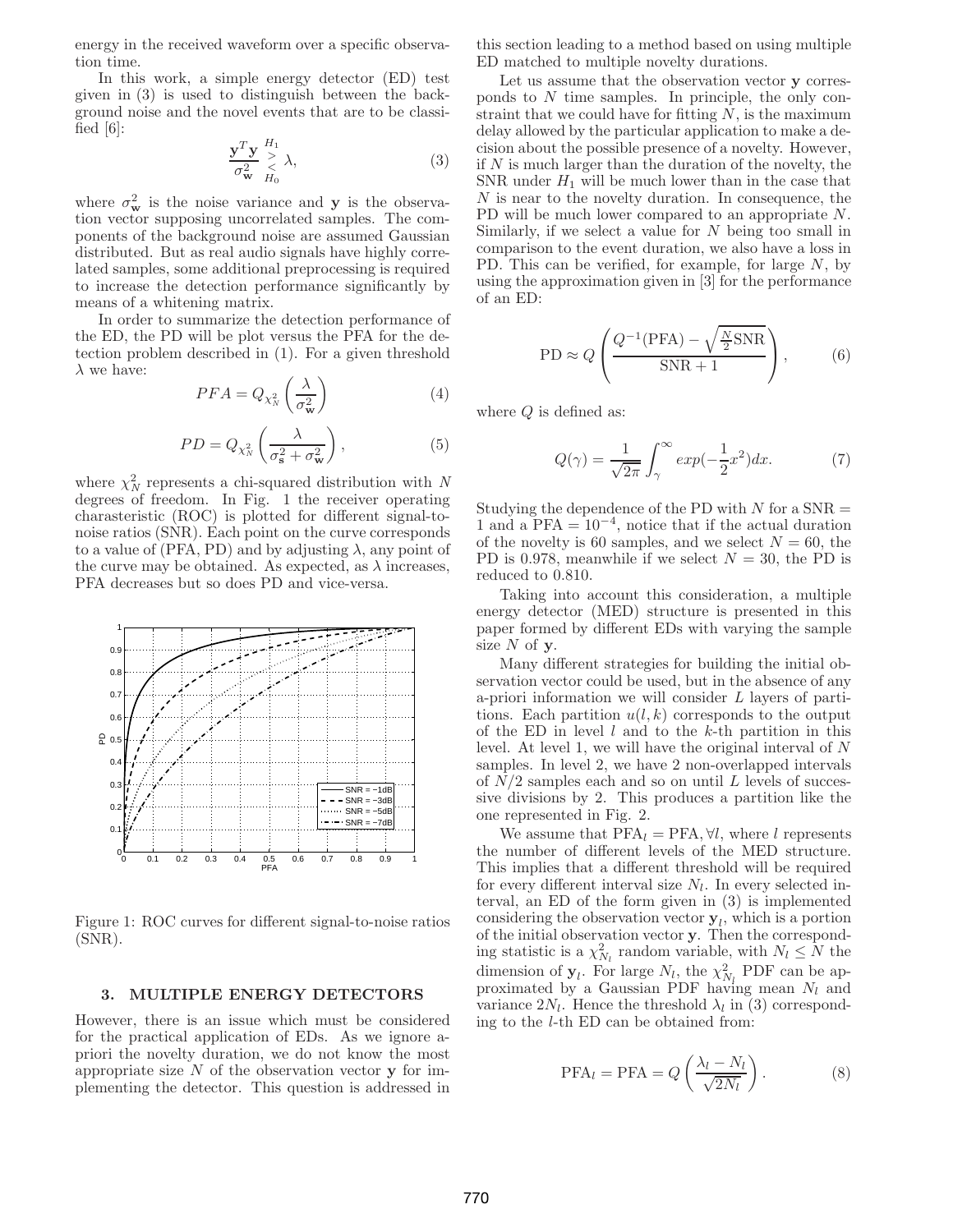energy in the received waveform over a specific observation time.

In this work, a simple energy detector (ED) test given in (3) is used to distinguish between the background noise and the novel events that are to be classified [6]:

$$\frac{\mathbf{y}^T\mathbf{y}}{\sigma^2_{\mathbf{w}}} \underset{H_0}{\overset{H_1}{\gtrless}} \lambda, \tag{3}$$

where $\sigma^2_{\mathbf{w}}$ is the noise variance and $\mathbf{y}$ is the observation vector supposing uncorrelated samples. The components of the background noise are assumed Gaussian distributed. But as real audio signals have highly correlated samples, some additional preprocessing is required to increase the detection performance significantly by means of a whitening matrix.

In order to summarize the detection performance of the ED, the PD will be plot versus the PFA for the detection problem described in (1). For a given threshold $\lambda$ we have:

$$PFA = Q_{\chi^2_N}\left(\frac{\lambda}{\sigma^2_{\mathbf{w}}}\right) \tag{4}$$

$$PD = Q_{\chi^2_N}\left(\frac{\lambda}{\sigma^2_{\mathbf{s}} + \sigma^2_{\mathbf{w}}}\right), \tag{5}$$

where $\chi^2_N$ represents a chi-squared distribution with $N$ degrees of freedom. In Fig. 1 the receiver operating charasteristic (ROC) is plotted for different signal-to-noise ratios (SNR). Each point on the curve corresponds to a value of (PFA, PD) and by adjusting $\lambda$, any point of the curve may be obtained. As expected, as $\lambda$ increases, PFA decreases but so does PD and vice-versa.

Figure 1: ROC curves for different signal-to-noise ratios (SNR).

## 3. MULTIPLE ENERGY DETECTORS

However, there is an issue which must be considered for the practical application of EDs. As we ignore a-priori the novelty duration, we do not know the most appropriate size $N$ of the observation vector $\mathbf{y}$ for implementing the detector. This question is addressed in this section leading to a method based on using multiple ED matched to multiple novelty durations.

Let us assume that the observation vector $\mathbf{y}$ corresponds to $N$ time samples. In principle, the only constraint that we could have for fitting $N$, is the maximum delay allowed by the particular application to make a decision about the possible presence of a novelty. However, if $N$ is much larger than the duration of the novelty, the SNR under $H_1$ will be much lower than in the case that $N$ is near to the novelty duration. In consequence, the PD will be much lower compared to an appropriate $N$. Similarly, if we select a value for $N$ being too small in comparison to the event duration, we also have a loss in PD. This can be verified, for example, for large $N$, by using the approximation given in [3] for the performance of an ED:

$$\mathrm{PD} \approx Q\left(\frac{Q^{-1}(\mathrm{PFA}) - \sqrt{\frac{N}{2}}\mathrm{SNR}}{\mathrm{SNR}+1}\right), \tag{6}$$

where $Q$ is defined as:

$$Q(\gamma) = \frac{1}{\sqrt{2\pi}}\int_{\gamma}^{\infty} exp(-\frac{1}{2}x^2)dx. \tag{7}$$

Studying the dependence of the PD with $N$ for a $\mathrm{SNR} = 1$ and a $\mathrm{PFA} = 10^{-4}$, notice that if the actual duration of the novelty is 60 samples, and we select $N = 60$, the PD is 0.978, meanwhile if we select $N = 30$, the PD is reduced to 0.810.

Taking into account this consideration, a multiple energy detector (MED) structure is presented in this paper formed by different EDs with varying the sample size $N$ of $\mathbf{y}$.

Many different strategies for building the initial observation vector could be used, but in the absence of any a-priori information we will consider $L$ layers of partitions. Each partition $u(l,k)$ corresponds to the output of the ED in level $l$ and to the $k$-th partition in this level. At level 1, we will have the original interval of $N$ samples. In level 2, we have 2 non-overlapped intervals of $N/2$ samples each and so on until $L$ levels of successive divisions by 2. This produces a partition like the one represented in Fig. 2.

We assume that $\mathrm{PFA}_l = \mathrm{PFA}, \forall l$, where $l$ represents the number of different levels of the MED structure. This implies that a different threshold will be required for every different interval size $N_l$. In every selected interval, an ED of the form given in (3) is implemented considering the observation vector $\mathbf{y}_l$, which is a portion of the initial observation vector $\mathbf{y}$. Then the corresponding statistic is a $\chi^2_{N_l}$ random variable, with $N_l \leq N$ the dimension of $\mathbf{y}_l$. For large $N_l$, the $\chi^2_{N_l}$ PDF can be approximated by a Gaussian PDF having mean $N_l$ and variance $2N_l$. Hence the threshold $\lambda_l$ in (3) corresponding to the $l$-th ED can be obtained from:

$$\mathrm{PFA}_l = \mathrm{PFA} = Q\left(\frac{\lambda_l - N_l}{\sqrt{2N_l}}\right). \tag{8}$$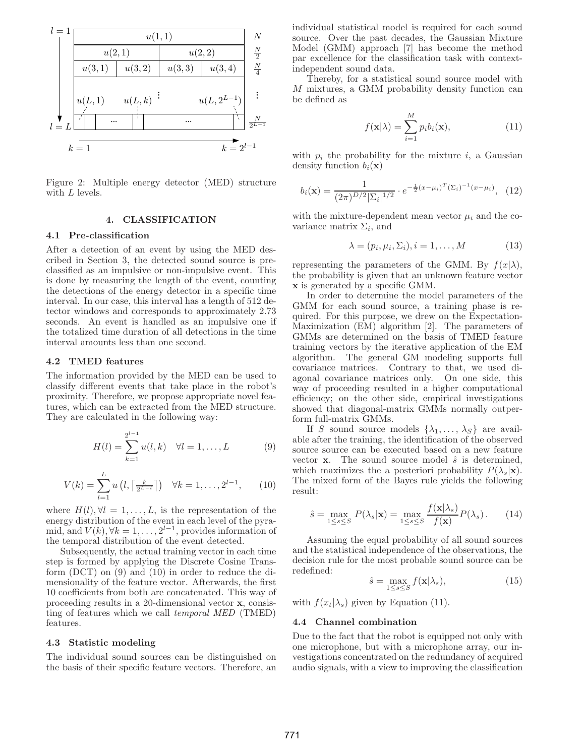Figure 2: Multiple energy detector (MED) structure with $L$ levels.

## 4. CLASSIFICATION

### 4.1 Pre-classification

After a detection of an event by using the MED described in Section 3, the detected sound source is pre-classified as an impulsive or non-impulsive event. This is done by measuring the length of the event, counting the detections of the energy detector in a specific time interval. In our case, this interval has a length of 512 detector windows and corresponds to approximately 2.73 seconds. An event is handled as an impulsive one if the totalized time duration of all detections in the time interval amounts less than one second.

### 4.2 TMED features

The information provided by the MED can be used to classify different events that take place in the robot's proximity. Therefore, we propose appropriate novel features, which can be extracted from the MED structure. They are calculated in the following way:

$$H(l) = \sum_{k=1}^{2^{l-1}} u(l,k) \quad \forall l = 1, \ldots, L \tag{9}$$

$$V(k) = \sum_{l=1}^{L} u\left(l, \left\lceil \tfrac{k}{2^{L-l}} \right\rceil\right) \quad \forall k = 1, \ldots, 2^{l-1}, \tag{10}$$

where $H(l), \forall l = 1, \ldots, L$, is the representation of the energy distribution of the event in each level of the pyramid, and $V(k), \forall k = 1, \ldots, 2^{l-1}$, provides information of the temporal distribution of the event detected.

Subsequently, the actual training vector in each time step is formed by applying the Discrete Cosine Transform (DCT) on (9) and (10) in order to reduce the dimensionality of the feature vector. Afterwards, the first 10 coefficients from both are concatenated. This way of proceeding results in a 20-dimensional vector $\mathbf{x}$, consisting of features which we call *temporal MED* (TMED) features.

### 4.3 Statistic modeling

The individual sound sources can be distinguished on the basis of their specific feature vectors. Therefore, an individual statistical model is required for each sound source. Over the past decades, the Gaussian Mixture Model (GMM) approach [7] has become the method par excellence for the classification task with context-independent sound data.

Thereby, for a statistical sound source model with $M$ mixtures, a GMM probability density function can be defined as

$$f(\mathbf{x}|\lambda) = \sum_{i=1}^{M} p_i b_i(\mathbf{x}), \tag{11}$$

with $p_i$ the probability for the mixture $i$, a Gaussian density function $b_i(\mathbf{x})$

$$b_i(\mathbf{x}) = \frac{1}{(2\pi)^{D/2}|\Sigma_i|^{1/2}} \cdot e^{-\frac{1}{2}(x-\mu_i)^T(\Sigma_i)^{-1}(x-\mu_i)}, \tag{12}$$

with the mixture-dependent mean vector $\mu_i$ and the covariance matrix $\Sigma_i$, and

$$\lambda = (p_i, \mu_i, \Sigma_i), i = 1, \ldots, M \tag{13}$$

representing the parameters of the GMM. By $f(x|\lambda)$, the probability is given that an unknown feature vector $\mathbf{x}$ is generated by a specific GMM.

In order to determine the model parameters of the GMM for each sound source, a training phase is required. For this purpose, we drew on the Expectation-Maximization (EM) algorithm [2]. The parameters of GMMs are determined on the basis of TMED feature training vectors by the iterative application of the EM algorithm. The general GM modeling supports full covariance matrices. Contrary to that, we used diagonal covariance matrices only. On one side, this way of proceeding resulted in a higher computational efficiency; on the other side, empirical investigations showed that diagonal-matrix GMMs normally outperform full-matrix GMMs.

If $S$ sound source models $\{\lambda_1, \ldots, \lambda_S\}$ are available after the training, the identification of the observed source source can be executed based on a new feature vector $\mathbf{x}$. The sound source model $\hat{s}$ is determined, which maximizes the a posteriori probability $P(\lambda_s|\mathbf{x})$. The mixed form of the Bayes rule yields the following result:

$$\hat{s} = \max_{1 \leq s \leq S} P(\lambda_s|\mathbf{x}) = \max_{1 \leq s \leq S} \frac{f(\mathbf{x}|\lambda_s)}{f(\mathbf{x})} P(\lambda_s). \tag{14}$$

Assuming the equal probability of all sound sources and the statistical independence of the observations, the decision rule for the most probable sound source can be redefined:

$$\hat{s} = \max_{1 \leq s \leq S} f(\mathbf{x}|\lambda_s), \tag{15}$$

with $f(x_t|\lambda_s)$ given by Equation (11).

### 4.4 Channel combination

Due to the fact that the robot is equipped not only with one microphone, but with a microphone array, our investigations concentrated on the redundancy of acquired audio signals, with a view to improving the classification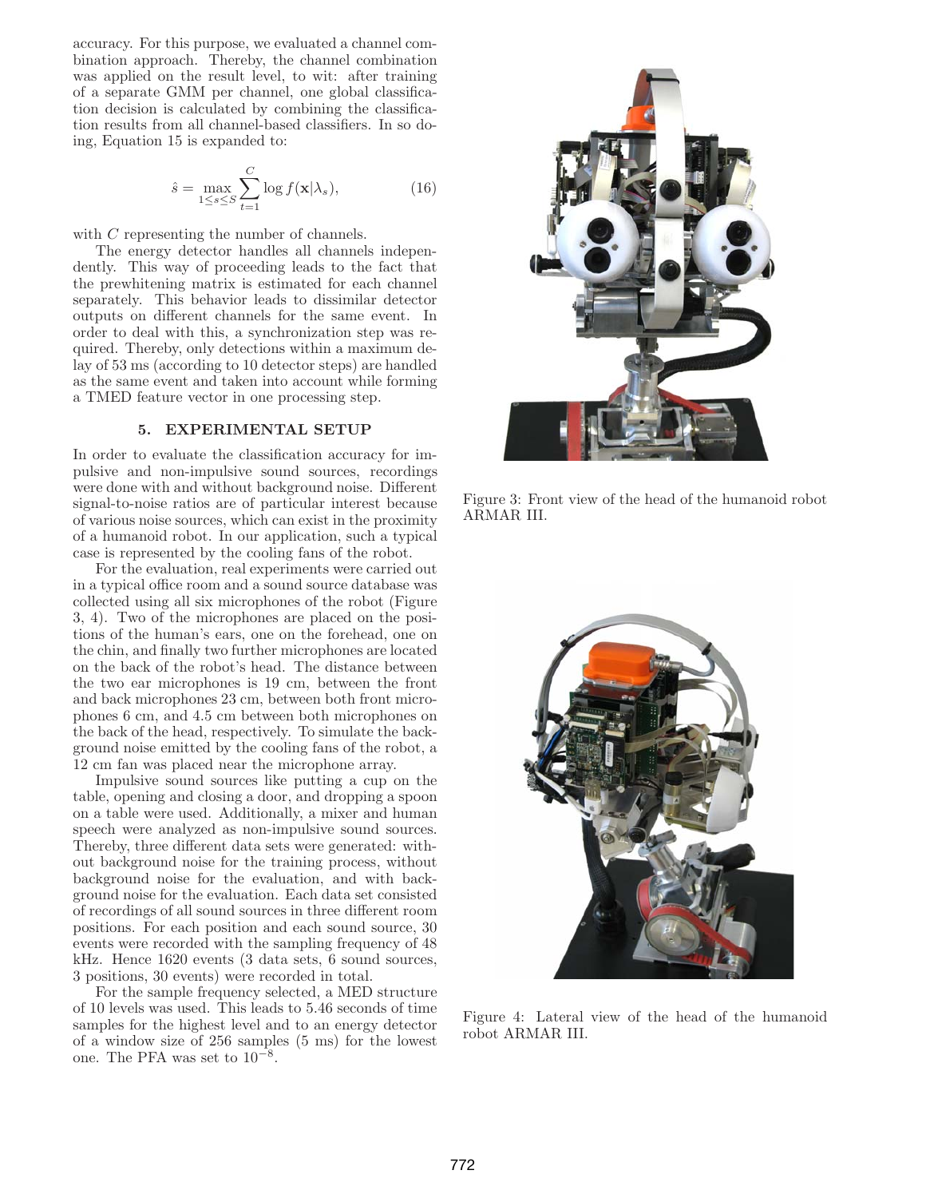accuracy. For this purpose, we evaluated a channel combination approach. Thereby, the channel combination was applied on the result level, to wit: after training of a separate GMM per channel, one global classification decision is calculated by combining the classification results from all channel-based classifiers. In so doing, Equation 15 is expanded to:

$$\hat{s} = \max_{1 \leq s \leq S} \sum_{t=1}^{C} \log f(\mathbf{x}|\lambda_s), \tag{16}$$

with $C$ representing the number of channels.

The energy detector handles all channels independently. This way of proceeding leads to the fact that the prewhitening matrix is estimated for each channel separately. This behavior leads to dissimilar detector outputs on different channels for the same event. In order to deal with this, a synchronization step was required. Thereby, only detections within a maximum delay of 53 ms (according to 10 detector steps) are handled as the same event and taken into account while forming a TMED feature vector in one processing step.

## 5. EXPERIMENTAL SETUP

In order to evaluate the classification accuracy for impulsive and non-impulsive sound sources, recordings were done with and without background noise. Different signal-to-noise ratios are of particular interest because of various noise sources, which can exist in the proximity of a humanoid robot. In our application, such a typical case is represented by the cooling fans of the robot.

For the evaluation, real experiments were carried out in a typical office room and a sound source database was collected using all six microphones of the robot (Figure 3, 4). Two of the microphones are placed on the positions of the human's ears, one on the forehead, one on the chin, and finally two further microphones are located on the back of the robot's head. The distance between the two ear microphones is 19 cm, between the front and back microphones 23 cm, between both front microphones 6 cm, and 4.5 cm between both microphones on the back of the head, respectively. To simulate the background noise emitted by the cooling fans of the robot, a 12 cm fan was placed near the microphone array.

Impulsive sound sources like putting a cup on the table, opening and closing a door, and dropping a spoon on a table were used. Additionally, a mixer and human speech were analyzed as non-impulsive sound sources. Thereby, three different data sets were generated: without background noise for the training process, without background noise for the evaluation, and with background noise for the evaluation. Each data set consisted of recordings of all sound sources in three different room positions. For each position and each sound source, 30 events were recorded with the sampling frequency of 48 kHz. Hence 1620 events (3 data sets, 6 sound sources, 3 positions, 30 events) were recorded in total.

For the sample frequency selected, a MED structure of 10 levels was used. This leads to 5.46 seconds of time samples for the highest level and to an energy detector of a window size of 256 samples (5 ms) for the lowest one. The PFA was set to $10^{-8}$.

Figure 3: Front view of the head of the humanoid robot ARMAR III.

Figure 4: Lateral view of the head of the humanoid robot ARMAR III.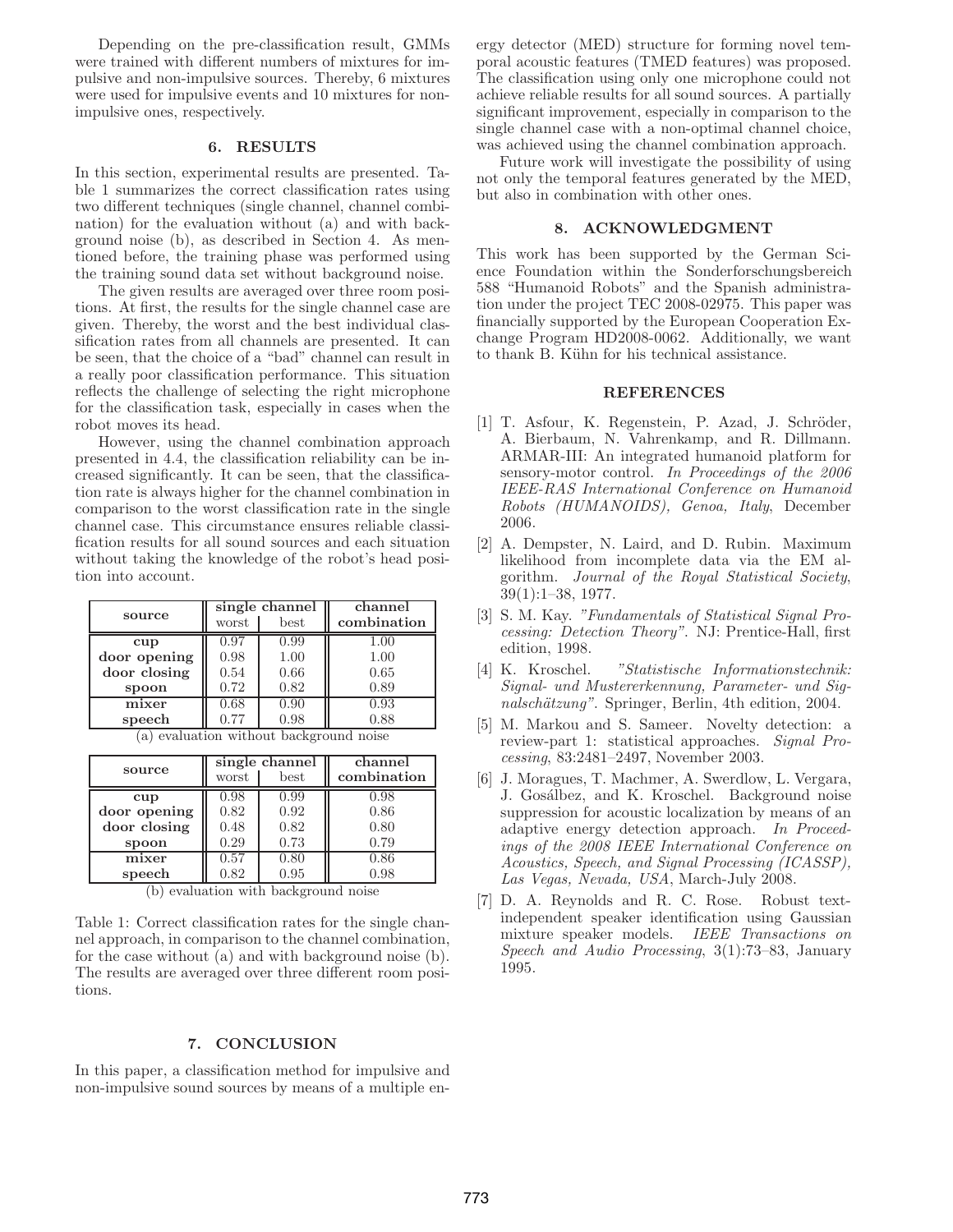Depending on the pre-classification result, GMMs were trained with different numbers of mixtures for impulsive and non-impulsive sources. Thereby, 6 mixtures were used for impulsive events and 10 mixtures for non-impulsive ones, respectively.

## 6. RESULTS

In this section, experimental results are presented. Table 1 summarizes the correct classification rates using two different techniques (single channel, channel combination) for the evaluation without (a) and with background noise (b), as described in Section 4. As mentioned before, the training phase was performed using the training sound data set without background noise.

The given results are averaged over three room positions. At first, the results for the single channel case are given. Thereby, the worst and the best individual classification rates from all channels are presented. It can be seen, that the choice of a "bad" channel can result in a really poor classification performance. This situation reflects the challenge of selecting the right microphone for the classification task, especially in cases when the robot moves its head.

However, using the channel combination approach presented in 4.4, the classification reliability can be increased significantly. It can be seen, that the classification rate is always higher for the channel combination in comparison to the worst classification rate in the single channel case. This circumstance ensures reliable classification results for all sound sources and each situation without taking the knowledge of the robot's head position into account.

| source | single channel | | channel combination |
|---|---|---|---|
| | worst | best | |
| **cup** | 0.97 | 0.99 | 1.00 |
| **door opening** | 0.98 | 1.00 | 1.00 |
| **door closing** | 0.54 | 0.66 | 0.65 |
| **spoon** | 0.72 | 0.82 | 0.89 |
| **mixer** | 0.68 | 0.90 | 0.93 |
| **speech** | 0.77 | 0.98 | 0.88 |

(a) evaluation without background noise

| source | single channel | | channel combination |
|---|---|---|---|
| | worst | best | |
| **cup** | 0.98 | 0.99 | 0.98 |
| **door opening** | 0.82 | 0.92 | 0.86 |
| **door closing** | 0.48 | 0.82 | 0.80 |
| **spoon** | 0.29 | 0.73 | 0.79 |
| **mixer** | 0.57 | 0.80 | 0.86 |
| **speech** | 0.82 | 0.95 | 0.98 |

(b) evaluation with background noise

Table 1: Correct classification rates for the single channel approach, in comparison to the channel combination, for the case without (a) and with background noise (b). The results are averaged over three different room positions.

## 7. CONCLUSION

In this paper, a classification method for impulsive and non-impulsive sound sources by means of a multiple energy detector (MED) structure for forming novel temporal acoustic features (TMED features) was proposed. The classification using only one microphone could not achieve reliable results for all sound sources. A partially significant improvement, especially in comparison to the single channel case with a non-optimal channel choice, was achieved using the channel combination approach.

Future work will investigate the possibility of using not only the temporal features generated by the MED, but also in combination with other ones.

## 8. ACKNOWLEDGMENT

This work has been supported by the German Science Foundation within the Sonderforschungsbereich 588 "Humanoid Robots" and the Spanish administration under the project TEC 2008-02975. This paper was financially supported by the European Cooperation Exchange Program HD2008-0062. Additionally, we want to thank B. Kühn for his technical assistance.

## REFERENCES

[1] T. Asfour, K. Regenstein, P. Azad, J. Schröder, A. Bierbaum, N. Vahrenkamp, and R. Dillmann. ARMAR-III: An integrated humanoid platform for sensory-motor control. *In Proceedings of the 2006 IEEE-RAS International Conference on Humanoid Robots (HUMANOIDS), Genoa, Italy*, December 2006.

[2] A. Dempster, N. Laird, and D. Rubin. Maximum likelihood from incomplete data via the EM algorithm. *Journal of the Royal Statistical Society*, 39(1):1–38, 1977.

[3] S. M. Kay. *"Fundamentals of Statistical Signal Processing: Detection Theory"*. NJ: Prentice-Hall, first edition, 1998.

[4] K. Kroschel. *"Statistische Informationstechnik: Signal- und Mustererkennung, Parameter- und Signalschätzung"*. Springer, Berlin, 4th edition, 2004.

[5] M. Markou and S. Sameer. Novelty detection: a review-part 1: statistical approaches. *Signal Processing*, 83:2481–2497, November 2003.

[6] J. Moragues, T. Machmer, A. Swerdlow, L. Vergara, J. Gosálbez, and K. Kroschel. Background noise suppression for acoustic localization by means of an adaptive energy detection approach. *In Proceedings of the 2008 IEEE International Conference on Acoustics, Speech, and Signal Processing (ICASSP), Las Vegas, Nevada, USA*, March-July 2008.

[7] D. A. Reynolds and R. C. Rose. Robust text-independent speaker identification using Gaussian mixture speaker models. *IEEE Transactions on Speech and Audio Processing*, 3(1):73–83, January 1995.